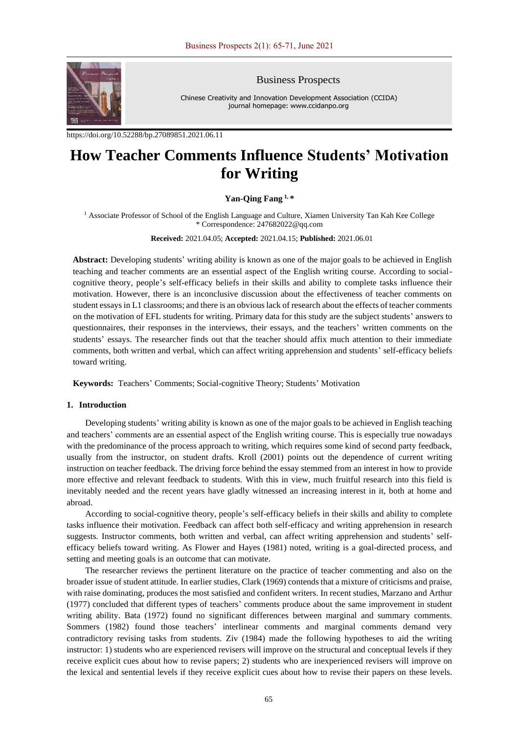https://doi.org/10.52288/bp.27089851.2021.06.11

# How Teacher Comments Influence Students' Motivation for Writing

**Yan-Qing Fang [1,*]**

[1] Associate Professor of School of the English Language and Culture, Xiamen University Tan Kah Kee College
\* Correspondence: 247682022@qq.com

**Received:** 2021.04.05; **Accepted:** 2021.04.15; **Published:** 2021.06.01

**Abstract:** Developing students' writing ability is known as one of the major goals to be achieved in English teaching and teacher comments are an essential aspect of the English writing course. According to social-cognitive theory, people's self-efficacy beliefs in their skills and ability to complete tasks influence their motivation. However, there is an inconclusive discussion about the effectiveness of teacher comments on student essays in L1 classrooms; and there is an obvious lack of research about the effects of teacher comments on the motivation of EFL students for writing. Primary data for this study are the subject students' answers to questionnaires, their responses in the interviews, their essays, and the teachers' written comments on the students' essays. The researcher finds out that the teacher should affix much attention to their immediate comments, both written and verbal, which can affect writing apprehension and students' self-efficacy beliefs toward writing.

**Keywords:** Teachers' Comments; Social-cognitive Theory; Students' Motivation

## 1. Introduction

Developing students' writing ability is known as one of the major goals to be achieved in English teaching and teachers' comments are an essential aspect of the English writing course. This is especially true nowadays with the predominance of the process approach to writing, which requires some kind of second party feedback, usually from the instructor, on student drafts. Kroll (2001) points out the dependence of current writing instruction on teacher feedback. The driving force behind the essay stemmed from an interest in how to provide more effective and relevant feedback to students. With this in view, much fruitful research into this field is inevitably needed and the recent years have gladly witnessed an increasing interest in it, both at home and abroad.

According to social-cognitive theory, people's self-efficacy beliefs in their skills and ability to complete tasks influence their motivation. Feedback can affect both self-efficacy and writing apprehension in research suggests. Instructor comments, both written and verbal, can affect writing apprehension and students' self-efficacy beliefs toward writing. As Flower and Hayes (1981) noted, writing is a goal-directed process, and setting and meeting goals is an outcome that can motivate.

The researcher reviews the pertinent literature on the practice of teacher commenting and also on the broader issue of student attitude. In earlier studies, Clark (1969) contends that a mixture of criticisms and praise, with raise dominating, produces the most satisfied and confident writers. In recent studies, Marzano and Arthur (1977) concluded that different types of teachers' comments produce about the same improvement in student writing ability. Bata (1972) found no significant differences between marginal and summary comments. Sommers (1982) found those teachers' interlinear comments and marginal comments demand very contradictory revising tasks from students. Ziv (1984) made the following hypotheses to aid the writing instructor: 1) students who are experienced revisers will improve on the structural and conceptual levels if they receive explicit cues about how to revise papers; 2) students who are inexperienced revisers will improve on the lexical and sentential levels if they receive explicit cues about how to revise their papers on these levels.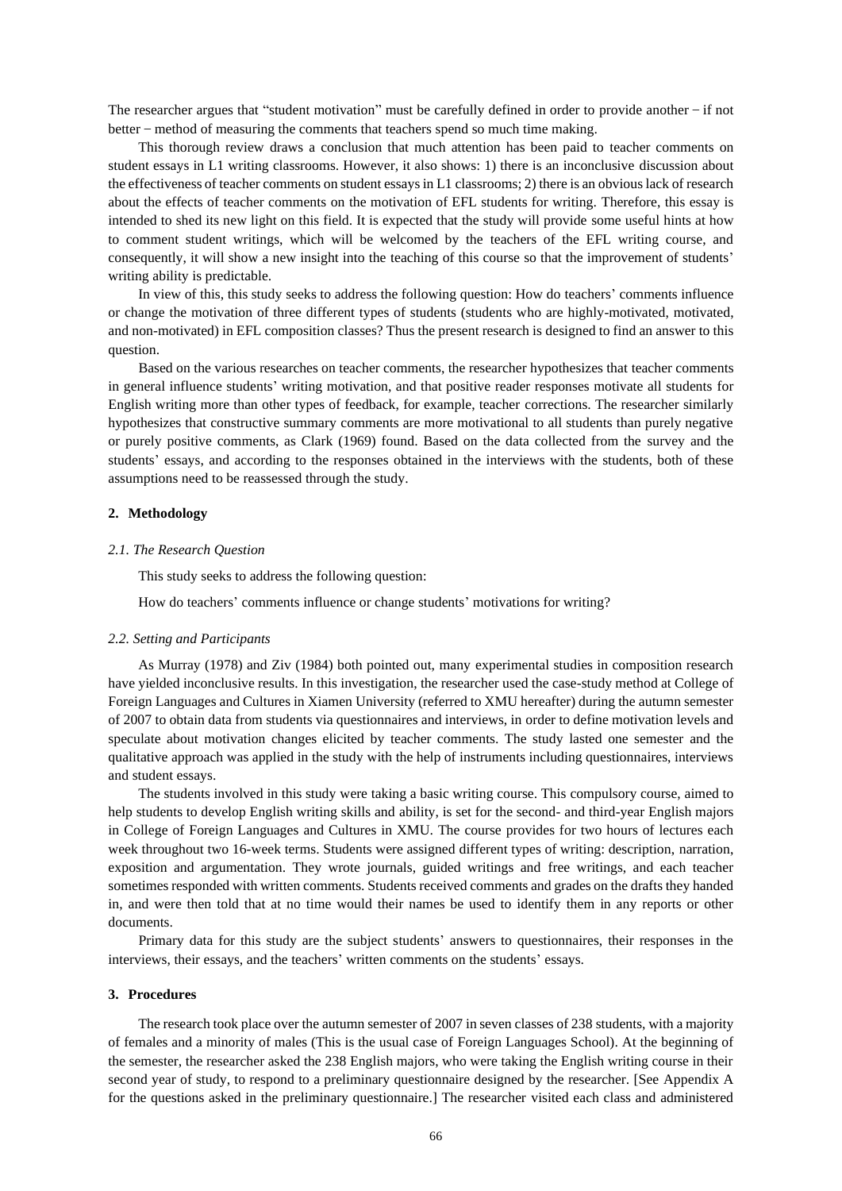The researcher argues that "student motivation" must be carefully defined in order to provide another − if not better − method of measuring the comments that teachers spend so much time making.

This thorough review draws a conclusion that much attention has been paid to teacher comments on student essays in L1 writing classrooms. However, it also shows: 1) there is an inconclusive discussion about the effectiveness of teacher comments on student essays in L1 classrooms; 2) there is an obvious lack of research about the effects of teacher comments on the motivation of EFL students for writing. Therefore, this essay is intended to shed its new light on this field. It is expected that the study will provide some useful hints at how to comment student writings, which will be welcomed by the teachers of the EFL writing course, and consequently, it will show a new insight into the teaching of this course so that the improvement of students' writing ability is predictable.

In view of this, this study seeks to address the following question: How do teachers' comments influence or change the motivation of three different types of students (students who are highly-motivated, motivated, and non-motivated) in EFL composition classes? Thus the present research is designed to find an answer to this question.

Based on the various researches on teacher comments, the researcher hypothesizes that teacher comments in general influence students' writing motivation, and that positive reader responses motivate all students for English writing more than other types of feedback, for example, teacher corrections. The researcher similarly hypothesizes that constructive summary comments are more motivational to all students than purely negative or purely positive comments, as Clark (1969) found. Based on the data collected from the survey and the students' essays, and according to the responses obtained in the interviews with the students, both of these assumptions need to be reassessed through the study.

## 2. Methodology

### *2.1. The Research Question*

This study seeks to address the following question:

How do teachers' comments influence or change students' motivations for writing?

### *2.2. Setting and Participants*

As Murray (1978) and Ziv (1984) both pointed out, many experimental studies in composition research have yielded inconclusive results. In this investigation, the researcher used the case-study method at College of Foreign Languages and Cultures in Xiamen University (referred to XMU hereafter) during the autumn semester of 2007 to obtain data from students via questionnaires and interviews, in order to define motivation levels and speculate about motivation changes elicited by teacher comments. The study lasted one semester and the qualitative approach was applied in the study with the help of instruments including questionnaires, interviews and student essays.

The students involved in this study were taking a basic writing course. This compulsory course, aimed to help students to develop English writing skills and ability, is set for the second- and third-year English majors in College of Foreign Languages and Cultures in XMU. The course provides for two hours of lectures each week throughout two 16-week terms. Students were assigned different types of writing: description, narration, exposition and argumentation. They wrote journals, guided writings and free writings, and each teacher sometimes responded with written comments. Students received comments and grades on the drafts they handed in, and were then told that at no time would their names be used to identify them in any reports or other documents.

Primary data for this study are the subject students' answers to questionnaires, their responses in the interviews, their essays, and the teachers' written comments on the students' essays.

## 3. Procedures

The research took place over the autumn semester of 2007 in seven classes of 238 students, with a majority of females and a minority of males (This is the usual case of Foreign Languages School). At the beginning of the semester, the researcher asked the 238 English majors, who were taking the English writing course in their second year of study, to respond to a preliminary questionnaire designed by the researcher. [See Appendix A for the questions asked in the preliminary questionnaire.] The researcher visited each class and administered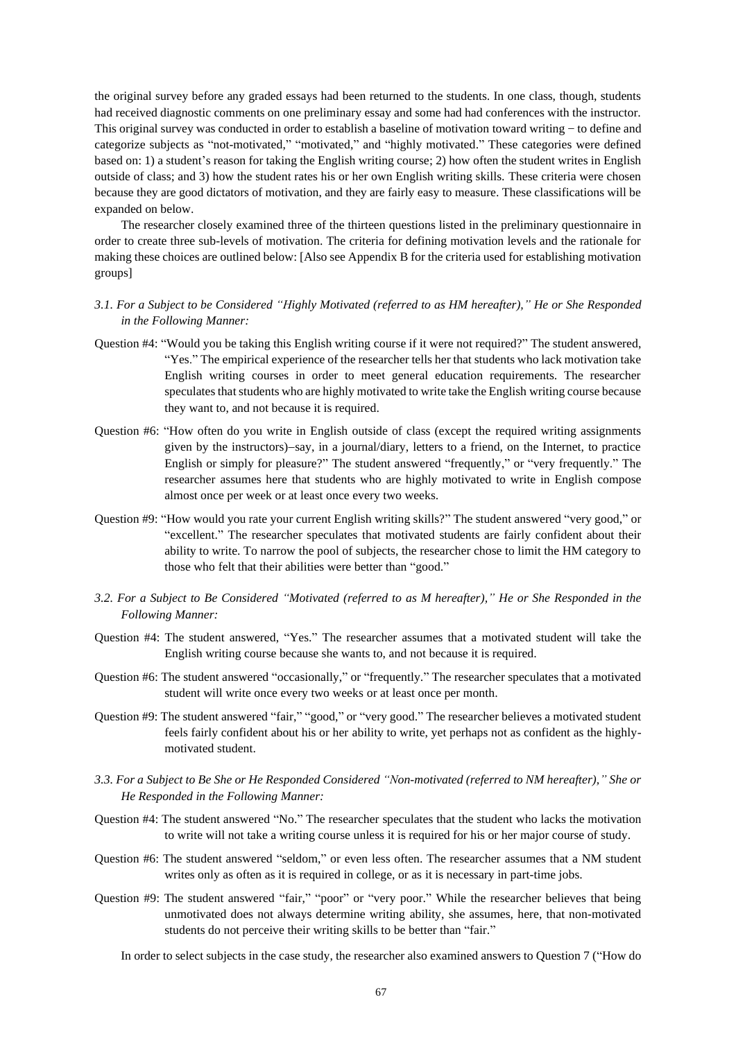the original survey before any graded essays had been returned to the students. In one class, though, students had received diagnostic comments on one preliminary essay and some had had conferences with the instructor. This original survey was conducted in order to establish a baseline of motivation toward writing − to define and categorize subjects as "not-motivated," "motivated," and "highly motivated." These categories were defined based on: 1) a student's reason for taking the English writing course; 2) how often the student writes in English outside of class; and 3) how the student rates his or her own English writing skills. These criteria were chosen because they are good dictators of motivation, and they are fairly easy to measure. These classifications will be expanded on below.

The researcher closely examined three of the thirteen questions listed in the preliminary questionnaire in order to create three sub-levels of motivation. The criteria for defining motivation levels and the rationale for making these choices are outlined below: [Also see Appendix B for the criteria used for establishing motivation groups]

### *3.1. For a Subject to be Considered "Highly Motivated (referred to as HM hereafter)," He or She Responded in the Following Manner:*

Question #4: "Would you be taking this English writing course if it were not required?" The student answered, "Yes." The empirical experience of the researcher tells her that students who lack motivation take English writing courses in order to meet general education requirements. The researcher speculates that students who are highly motivated to write take the English writing course because they want to, and not because it is required.

Question #6: "How often do you write in English outside of class (except the required writing assignments given by the instructors)–say, in a journal/diary, letters to a friend, on the Internet, to practice English or simply for pleasure?" The student answered "frequently," or "very frequently." The researcher assumes here that students who are highly motivated to write in English compose almost once per week or at least once every two weeks.

Question #9: "How would you rate your current English writing skills?" The student answered "very good," or "excellent." The researcher speculates that motivated students are fairly confident about their ability to write. To narrow the pool of subjects, the researcher chose to limit the HM category to those who felt that their abilities were better than "good."

### *3.2. For a Subject to Be Considered "Motivated (referred to as M hereafter)," He or She Responded in the Following Manner:*

Question #4: The student answered, "Yes." The researcher assumes that a motivated student will take the English writing course because she wants to, and not because it is required.

Question #6: The student answered "occasionally," or "frequently." The researcher speculates that a motivated student will write once every two weeks or at least once per month.

Question #9: The student answered "fair," "good," or "very good." The researcher believes a motivated student feels fairly confident about his or her ability to write, yet perhaps not as confident as the highly-motivated student.

### *3.3. For a Subject to Be She or He Responded Considered "Non-motivated (referred to NM hereafter)," She or He Responded in the Following Manner:*

Question #4: The student answered "No." The researcher speculates that the student who lacks the motivation to write will not take a writing course unless it is required for his or her major course of study.

Question #6: The student answered "seldom," or even less often. The researcher assumes that a NM student writes only as often as it is required in college, or as it is necessary in part-time jobs.

Question #9: The student answered "fair," "poor" or "very poor." While the researcher believes that being unmotivated does not always determine writing ability, she assumes, here, that non-motivated students do not perceive their writing skills to be better than "fair."

In order to select subjects in the case study, the researcher also examined answers to Question 7 ("How do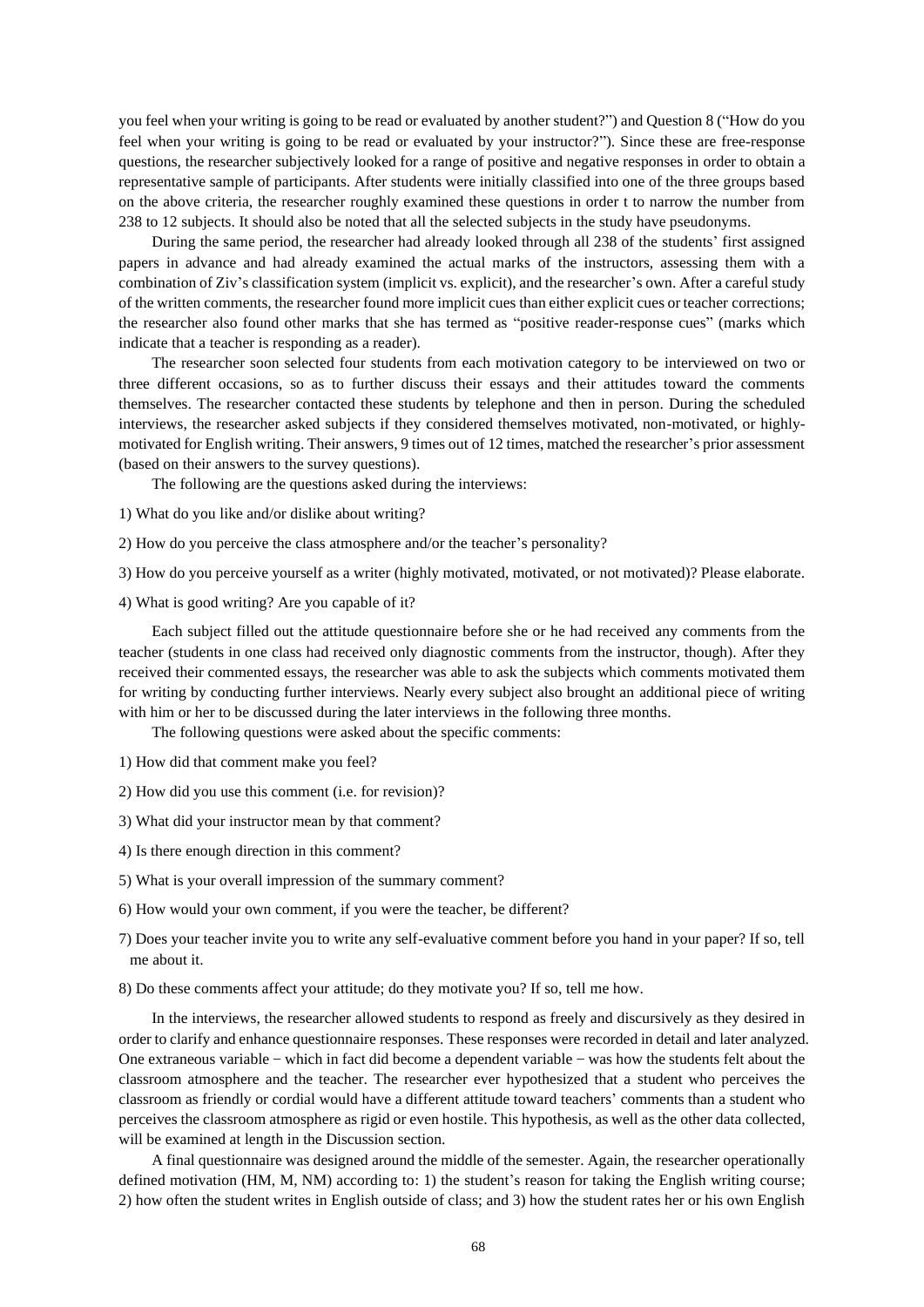you feel when your writing is going to be read or evaluated by another student?") and Question 8 ("How do you feel when your writing is going to be read or evaluated by your instructor?"). Since these are free-response questions, the researcher subjectively looked for a range of positive and negative responses in order to obtain a representative sample of participants. After students were initially classified into one of the three groups based on the above criteria, the researcher roughly examined these questions in order t to narrow the number from 238 to 12 subjects. It should also be noted that all the selected subjects in the study have pseudonyms.

During the same period, the researcher had already looked through all 238 of the students' first assigned papers in advance and had already examined the actual marks of the instructors, assessing them with a combination of Ziv's classification system (implicit vs. explicit), and the researcher's own. After a careful study of the written comments, the researcher found more implicit cues than either explicit cues or teacher corrections; the researcher also found other marks that she has termed as "positive reader-response cues" (marks which indicate that a teacher is responding as a reader).

The researcher soon selected four students from each motivation category to be interviewed on two or three different occasions, so as to further discuss their essays and their attitudes toward the comments themselves. The researcher contacted these students by telephone and then in person. During the scheduled interviews, the researcher asked subjects if they considered themselves motivated, non-motivated, or highly-motivated for English writing. Their answers, 9 times out of 12 times, matched the researcher's prior assessment (based on their answers to the survey questions).

The following are the questions asked during the interviews:

1) What do you like and/or dislike about writing?

2) How do you perceive the class atmosphere and/or the teacher's personality?

3) How do you perceive yourself as a writer (highly motivated, motivated, or not motivated)? Please elaborate.

4) What is good writing? Are you capable of it?

Each subject filled out the attitude questionnaire before she or he had received any comments from the teacher (students in one class had received only diagnostic comments from the instructor, though). After they received their commented essays, the researcher was able to ask the subjects which comments motivated them for writing by conducting further interviews. Nearly every subject also brought an additional piece of writing with him or her to be discussed during the later interviews in the following three months.

The following questions were asked about the specific comments:

1) How did that comment make you feel?

2) How did you use this comment (i.e. for revision)?

3) What did your instructor mean by that comment?

4) Is there enough direction in this comment?

5) What is your overall impression of the summary comment?

6) How would your own comment, if you were the teacher, be different?

7) Does your teacher invite you to write any self-evaluative comment before you hand in your paper? If so, tell me about it.

8) Do these comments affect your attitude; do they motivate you? If so, tell me how.

In the interviews, the researcher allowed students to respond as freely and discursively as they desired in order to clarify and enhance questionnaire responses. These responses were recorded in detail and later analyzed. One extraneous variable − which in fact did become a dependent variable − was how the students felt about the classroom atmosphere and the teacher. The researcher ever hypothesized that a student who perceives the classroom as friendly or cordial would have a different attitude toward teachers' comments than a student who perceives the classroom atmosphere as rigid or even hostile. This hypothesis, as well as the other data collected, will be examined at length in the Discussion section.

A final questionnaire was designed around the middle of the semester. Again, the researcher operationally defined motivation (HM, M, NM) according to: 1) the student's reason for taking the English writing course; 2) how often the student writes in English outside of class; and 3) how the student rates her or his own English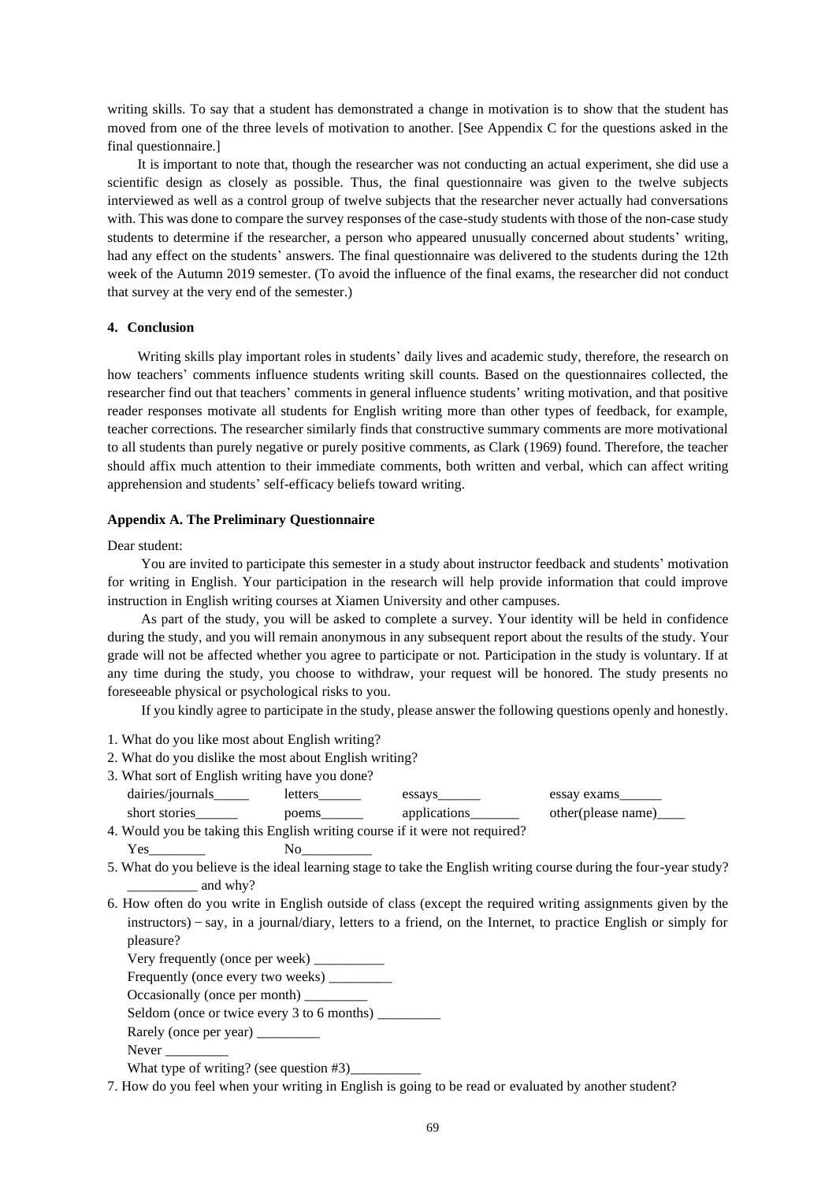writing skills. To say that a student has demonstrated a change in motivation is to show that the student has moved from one of the three levels of motivation to another. [See Appendix C for the questions asked in the final questionnaire.]

It is important to note that, though the researcher was not conducting an actual experiment, she did use a scientific design as closely as possible. Thus, the final questionnaire was given to the twelve subjects interviewed as well as a control group of twelve subjects that the researcher never actually had conversations with. This was done to compare the survey responses of the case-study students with those of the non-case study students to determine if the researcher, a person who appeared unusually concerned about students' writing, had any effect on the students' answers. The final questionnaire was delivered to the students during the 12th week of the Autumn 2019 semester. (To avoid the influence of the final exams, the researcher did not conduct that survey at the very end of the semester.)

## 4. Conclusion

Writing skills play important roles in students' daily lives and academic study, therefore, the research on how teachers' comments influence students writing skill counts. Based on the questionnaires collected, the researcher find out that teachers' comments in general influence students' writing motivation, and that positive reader responses motivate all students for English writing more than other types of feedback, for example, teacher corrections. The researcher similarly finds that constructive summary comments are more motivational to all students than purely negative or purely positive comments, as Clark (1969) found. Therefore, the teacher should affix much attention to their immediate comments, both written and verbal, which can affect writing apprehension and students' self-efficacy beliefs toward writing.

## Appendix A. The Preliminary Questionnaire

Dear student:

You are invited to participate this semester in a study about instructor feedback and students' motivation for writing in English. Your participation in the research will help provide information that could improve instruction in English writing courses at Xiamen University and other campuses.

As part of the study, you will be asked to complete a survey. Your identity will be held in confidence during the study, and you will remain anonymous in any subsequent report about the results of the study. Your grade will not be affected whether you agree to participate or not. Participation in the study is voluntary. If at any time during the study, you choose to withdraw, your request will be honored. The study presents no foreseeable physical or psychological risks to you.

If you kindly agree to participate in the study, please answer the following questions openly and honestly.

1. What do you like most about English writing?
2. What do you dislike the most about English writing?
3. What sort of English writing have you done?
   dairies/journals_____ letters______ essays______ essay exams______
   short stories______ poems______ applications_______ other(please name)____
4. Would you be taking this English writing course if it were not required?
   Yes________ No__________
5. What do you believe is the ideal learning stage to take the English writing course during the four-year study? __________ and why?
6. How often do you write in English outside of class (except the required writing assignments given by the instructors) − say, in a journal/diary, letters to a friend, on the Internet, to practice English or simply for pleasure?
   Very frequently (once per week) __________
   Frequently (once every two weeks) _________
   Occasionally (once per month) _________
   Seldom (once or twice every 3 to 6 months) _________
   Rarely (once per year) _________
   Never _________
   What type of writing? (see question #3)__________
7. How do you feel when your writing in English is going to be read or evaluated by another student?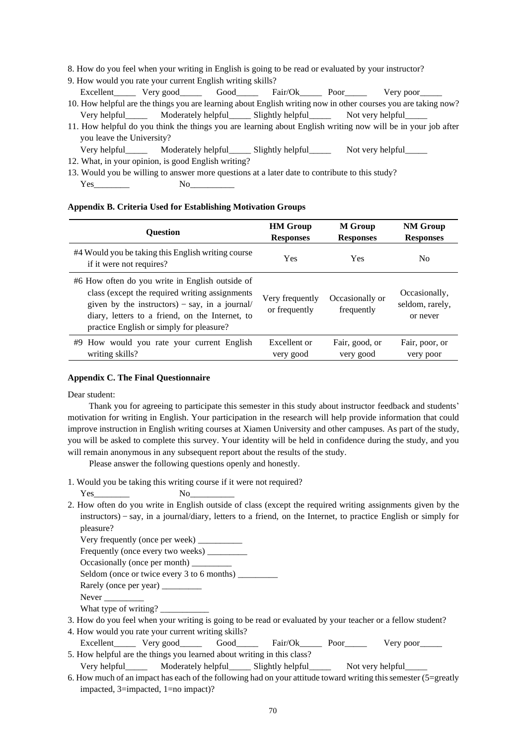8. How do you feel when your writing in English is going to be read or evaluated by your instructor?
9. How would you rate your current English writing skills?
   Excellent_____ Very good_____ Good_____ Fair/Ok_____ Poor_____ Very poor_____
10. How helpful are the things you are learning about English writing now in other courses you are taking now?
   Very helpful_____ Moderately helpful_____ Slightly helpful_____ Not very helpful_____
11. How helpful do you think the things you are learning about English writing now will be in your job after you leave the University?
   Very helpful_____ Moderately helpful_____ Slightly helpful_____ Not very helpful_____
12. What, in your opinion, is good English writing?
13. Would you be willing to answer more questions at a later date to contribute to this study?
   Yes________ No__________

**Appendix B. Criteria Used for Establishing Motivation Groups**

| Question | HM Group Responses | M Group Responses | NM Group Responses |
|---|---|---|---|
| #4 Would you be taking this English writing course if it were not requires? | Yes | Yes | No |
| #6 How often do you write in English outside of class (except the required writing assignments given by the instructors) − say, in a journal/ diary, letters to a friend, on the Internet, to practice English or simply for pleasure? | Very frequently or frequently | Occasionally or frequently | Occasionally, seldom, rarely, or never |
| #9 How would you rate your current English writing skills? | Excellent or very good | Fair, good, or very good | Fair, poor, or very poor |

**Appendix C. The Final Questionnaire**

Dear student:

Thank you for agreeing to participate this semester in this study about instructor feedback and students' motivation for writing in English. Your participation in the research will help provide information that could improve instruction in English writing courses at Xiamen University and other campuses. As part of the study, you will be asked to complete this survey. Your identity will be held in confidence during the study, and you will remain anonymous in any subsequent report about the results of the study.

Please answer the following questions openly and honestly.

1. Would you be taking this writing course if it were not required?
   Yes________ No__________
2. How often do you write in English outside of class (except the required writing assignments given by the instructors) − say, in a journal/diary, letters to a friend, on the Internet, to practice English or simply for pleasure?
   Very frequently (once per week) __________
   Frequently (once every two weeks) _________
   Occasionally (once per month) _________
   Seldom (once or twice every 3 to 6 months) _________
   Rarely (once per year) _________
   Never _________
   What type of writing? ___________
3. How do you feel when your writing is going to be read or evaluated by your teacher or a fellow student?
4. How would you rate your current writing skills?
   Excellent_____ Very good_____ Good_____ Fair/Ok_____ Poor_____ Very poor_____
5. How helpful are the things you learned about writing in this class?
   Very helpful_____ Moderately helpful_____ Slightly helpful_____ Not very helpful_____
6. How much of an impact has each of the following had on your attitude toward writing this semester (5=greatly impacted, 3=impacted, 1=no impact)?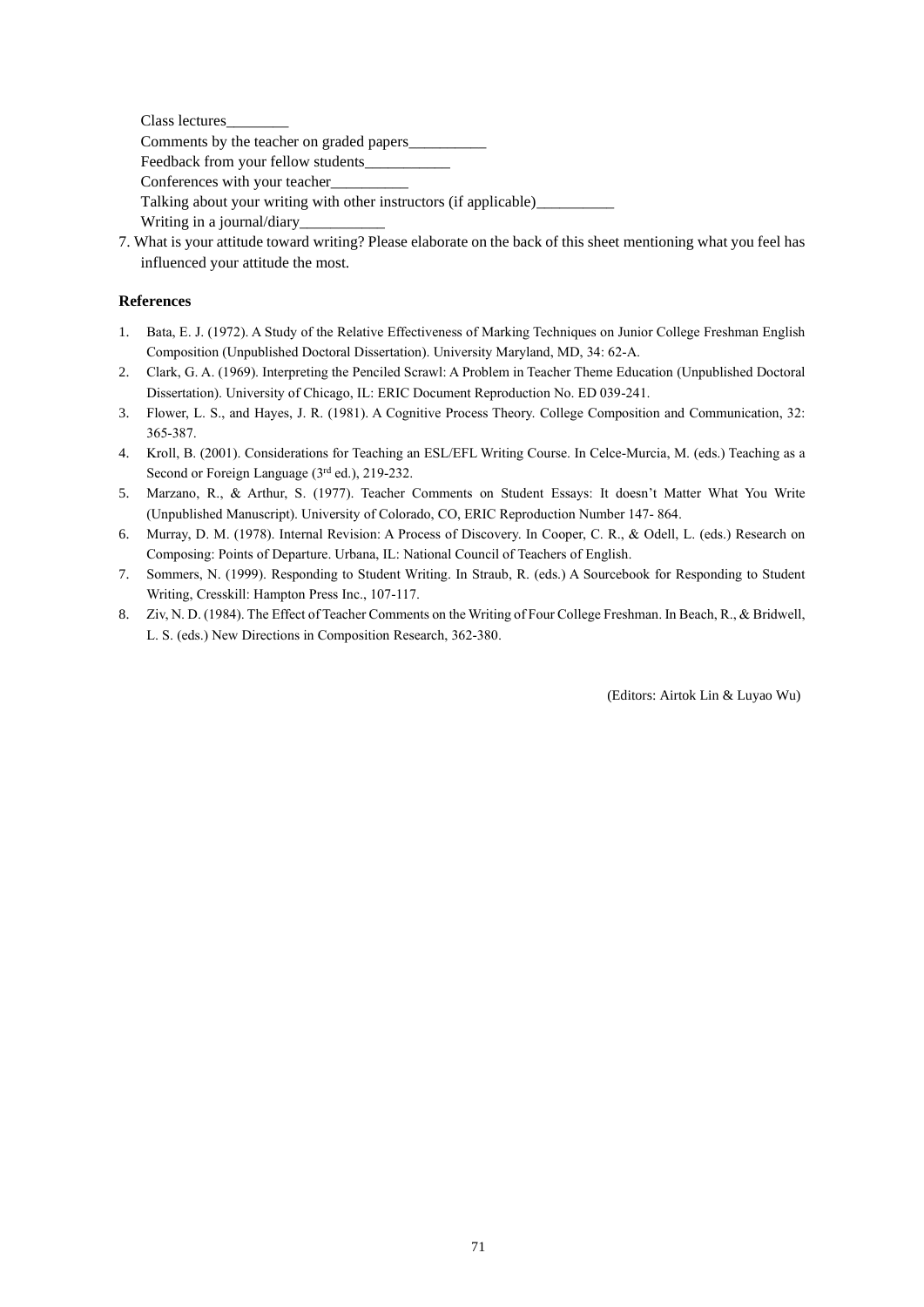Class lectures________

Comments by the teacher on graded papers__________

Feedback from your fellow students___________

Conferences with your teacher__________

Talking about your writing with other instructors (if applicable)__________

Writing in a journal/diary___________

7. What is your attitude toward writing? Please elaborate on the back of this sheet mentioning what you feel has influenced your attitude the most.

**References**

1. Bata, E. J. (1972). A Study of the Relative Effectiveness of Marking Techniques on Junior College Freshman English Composition (Unpublished Doctoral Dissertation). University Maryland, MD, 34: 62-A.
2. Clark, G. A. (1969). Interpreting the Penciled Scrawl: A Problem in Teacher Theme Education (Unpublished Doctoral Dissertation). University of Chicago, IL: ERIC Document Reproduction No. ED 039-241.
3. Flower, L. S., and Hayes, J. R. (1981). A Cognitive Process Theory. College Composition and Communication, 32: 365-387.
4. Kroll, B. (2001). Considerations for Teaching an ESL/EFL Writing Course. In Celce-Murcia, M. (eds.) Teaching as a Second or Foreign Language (3rd ed.), 219-232.
5. Marzano, R., & Arthur, S. (1977). Teacher Comments on Student Essays: It doesn't Matter What You Write (Unpublished Manuscript). University of Colorado, CO, ERIC Reproduction Number 147- 864.
6. Murray, D. M. (1978). Internal Revision: A Process of Discovery. In Cooper, C. R., & Odell, L. (eds.) Research on Composing: Points of Departure. Urbana, IL: National Council of Teachers of English.
7. Sommers, N. (1999). Responding to Student Writing. In Straub, R. (eds.) A Sourcebook for Responding to Student Writing, Cresskill: Hampton Press Inc., 107-117.
8. Ziv, N. D. (1984). The Effect of Teacher Comments on the Writing of Four College Freshman. In Beach, R., & Bridwell, L. S. (eds.) New Directions in Composition Research, 362-380.

(Editors: Airtok Lin & Luyao Wu)